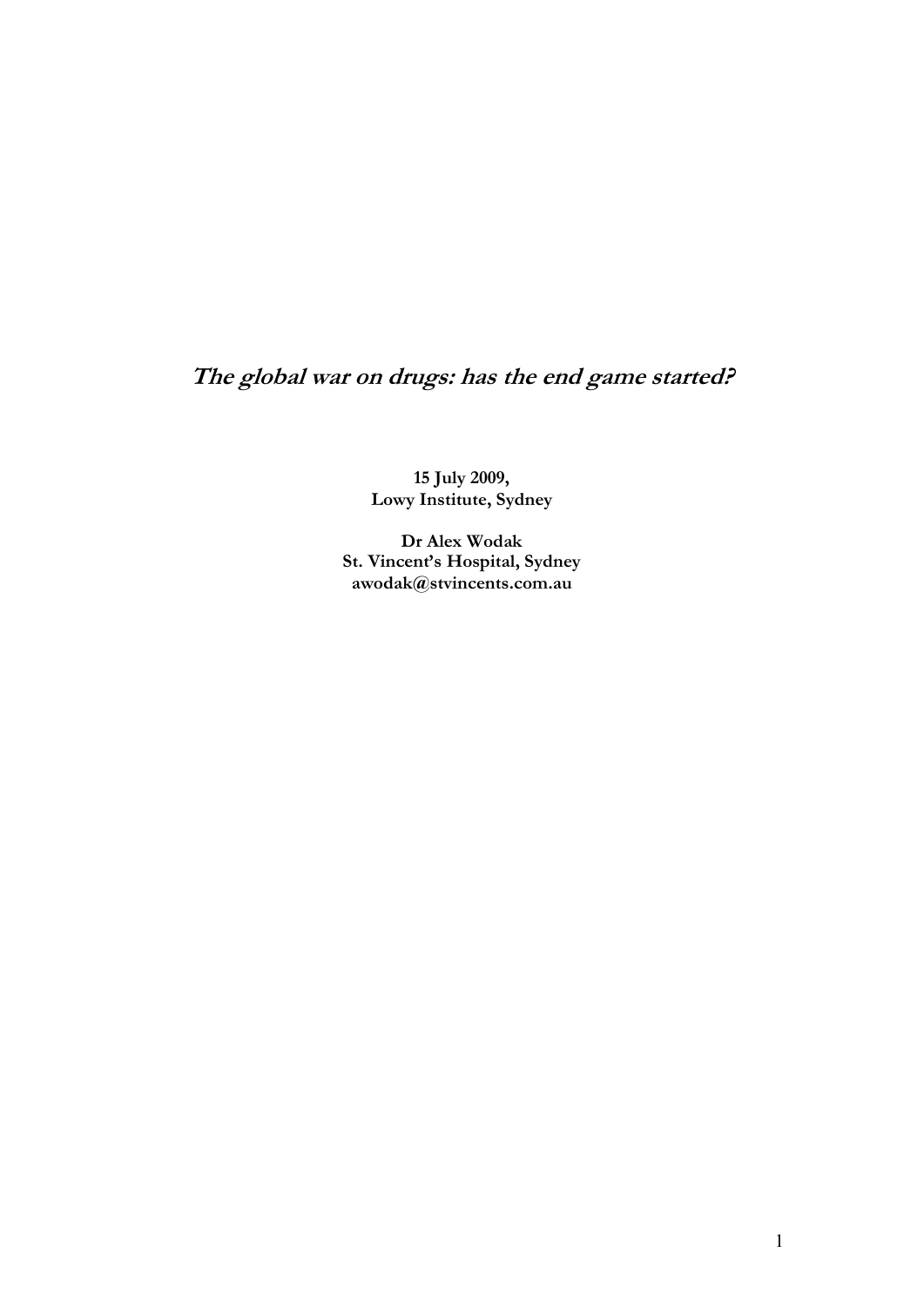# *The global war on drugs: has the end game started?*

**15 July 2009,**
**Lowy Institute, Sydney**

**Dr Alex Wodak**
**St. Vincent's Hospital, Sydney**
**awodak@stvincents.com.au**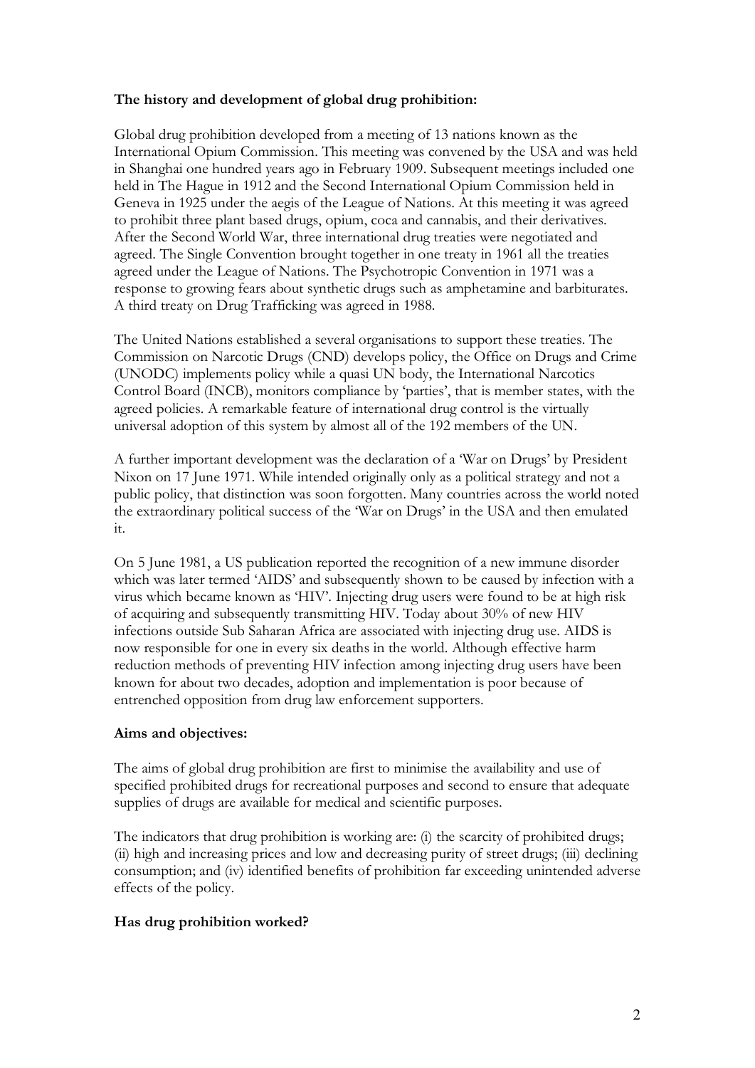**The history and development of global drug prohibition:**

Global drug prohibition developed from a meeting of 13 nations known as the International Opium Commission. This meeting was convened by the USA and was held in Shanghai one hundred years ago in February 1909. Subsequent meetings included one held in The Hague in 1912 and the Second International Opium Commission held in Geneva in 1925 under the aegis of the League of Nations. At this meeting it was agreed to prohibit three plant based drugs, opium, coca and cannabis, and their derivatives. After the Second World War, three international drug treaties were negotiated and agreed. The Single Convention brought together in one treaty in 1961 all the treaties agreed under the League of Nations. The Psychotropic Convention in 1971 was a response to growing fears about synthetic drugs such as amphetamine and barbiturates. A third treaty on Drug Trafficking was agreed in 1988.

The United Nations established a several organisations to support these treaties. The Commission on Narcotic Drugs (CND) develops policy, the Office on Drugs and Crime (UNODC) implements policy while a quasi UN body, the International Narcotics Control Board (INCB), monitors compliance by 'parties', that is member states, with the agreed policies. A remarkable feature of international drug control is the virtually universal adoption of this system by almost all of the 192 members of the UN.

A further important development was the declaration of a 'War on Drugs' by President Nixon on 17 June 1971. While intended originally only as a political strategy and not a public policy, that distinction was soon forgotten. Many countries across the world noted the extraordinary political success of the 'War on Drugs' in the USA and then emulated it.

On 5 June 1981, a US publication reported the recognition of a new immune disorder which was later termed 'AIDS' and subsequently shown to be caused by infection with a virus which became known as 'HIV'. Injecting drug users were found to be at high risk of acquiring and subsequently transmitting HIV. Today about 30% of new HIV infections outside Sub Saharan Africa are associated with injecting drug use. AIDS is now responsible for one in every six deaths in the world. Although effective harm reduction methods of preventing HIV infection among injecting drug users have been known for about two decades, adoption and implementation is poor because of entrenched opposition from drug law enforcement supporters.

**Aims and objectives:**

The aims of global drug prohibition are first to minimise the availability and use of specified prohibited drugs for recreational purposes and second to ensure that adequate supplies of drugs are available for medical and scientific purposes.

The indicators that drug prohibition is working are: (i) the scarcity of prohibited drugs; (ii) high and increasing prices and low and decreasing purity of street drugs; (iii) declining consumption; and (iv) identified benefits of prohibition far exceeding unintended adverse effects of the policy.

**Has drug prohibition worked?**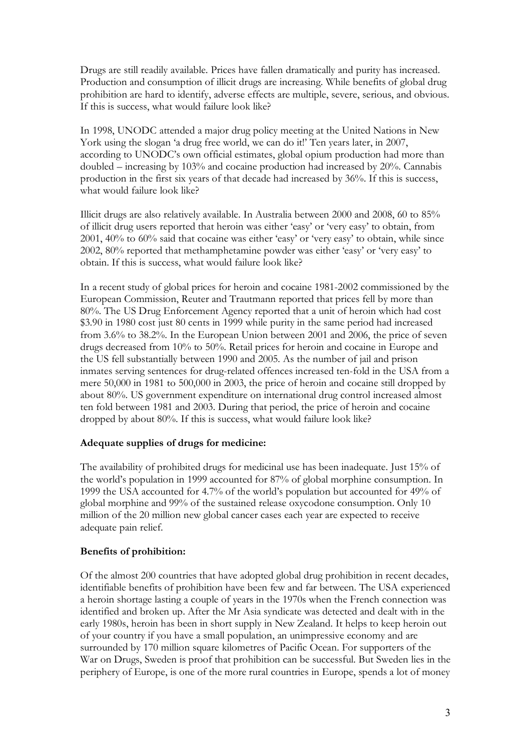Drugs are still readily available. Prices have fallen dramatically and purity has increased. Production and consumption of illicit drugs are increasing. While benefits of global drug prohibition are hard to identify, adverse effects are multiple, severe, serious, and obvious. If this is success, what would failure look like?

In 1998, UNODC attended a major drug policy meeting at the United Nations in New York using the slogan 'a drug free world, we can do it!' Ten years later, in 2007, according to UNODC's own official estimates, global opium production had more than doubled – increasing by 103% and cocaine production had increased by 20%. Cannabis production in the first six years of that decade had increased by 36%. If this is success, what would failure look like?

Illicit drugs are also relatively available. In Australia between 2000 and 2008, 60 to 85% of illicit drug users reported that heroin was either 'easy' or 'very easy' to obtain, from 2001, 40% to 60% said that cocaine was either 'easy' or 'very easy' to obtain, while since 2002, 80% reported that methamphetamine powder was either 'easy' or 'very easy' to obtain. If this is success, what would failure look like?

In a recent study of global prices for heroin and cocaine 1981-2002 commissioned by the European Commission, Reuter and Trautmann reported that prices fell by more than 80%. The US Drug Enforcement Agency reported that a unit of heroin which had cost $3.90 in 1980 cost just 80 cents in 1999 while purity in the same period had increased from 3.6% to 38.2%. In the European Union between 2001 and 2006, the price of seven drugs decreased from 10% to 50%. Retail prices for heroin and cocaine in Europe and the US fell substantially between 1990 and 2005. As the number of jail and prison inmates serving sentences for drug-related offences increased ten-fold in the USA from a mere 50,000 in 1981 to 500,000 in 2003, the price of heroin and cocaine still dropped by about 80%. US government expenditure on international drug control increased almost ten fold between 1981 and 2003. During that period, the price of heroin and cocaine dropped by about 80%. If this is success, what would failure look like?

**Adequate supplies of drugs for medicine:**

The availability of prohibited drugs for medicinal use has been inadequate. Just 15% of the world's population in 1999 accounted for 87% of global morphine consumption. In 1999 the USA accounted for 4.7% of the world's population but accounted for 49% of global morphine and 99% of the sustained release oxycodone consumption. Only 10 million of the 20 million new global cancer cases each year are expected to receive adequate pain relief.

**Benefits of prohibition:**

Of the almost 200 countries that have adopted global drug prohibition in recent decades, identifiable benefits of prohibition have been few and far between. The USA experienced a heroin shortage lasting a couple of years in the 1970s when the French connection was identified and broken up. After the Mr Asia syndicate was detected and dealt with in the early 1980s, heroin has been in short supply in New Zealand. It helps to keep heroin out of your country if you have a small population, an unimpressive economy and are surrounded by 170 million square kilometres of Pacific Ocean. For supporters of the War on Drugs, Sweden is proof that prohibition can be successful. But Sweden lies in the periphery of Europe, is one of the more rural countries in Europe, spends a lot of money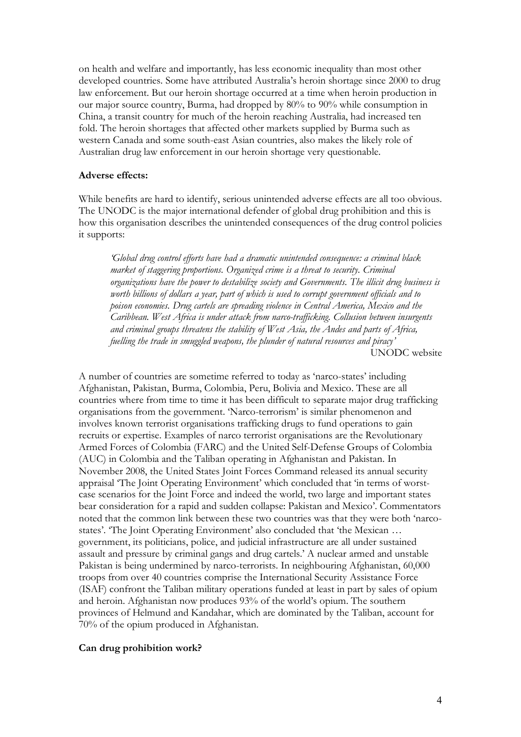on health and welfare and importantly, has less economic inequality than most other developed countries. Some have attributed Australia's heroin shortage since 2000 to drug law enforcement. But our heroin shortage occurred at a time when heroin production in our major source country, Burma, had dropped by 80% to 90% while consumption in China, a transit country for much of the heroin reaching Australia, had increased ten fold. The heroin shortages that affected other markets supplied by Burma such as western Canada and some south-east Asian countries, also makes the likely role of Australian drug law enforcement in our heroin shortage very questionable.

**Adverse effects:**

While benefits are hard to identify, serious unintended adverse effects are all too obvious. The UNODC is the major international defender of global drug prohibition and this is how this organisation describes the unintended consequences of the drug control policies it supports:

> *'Global drug control efforts have had a dramatic unintended consequence: a criminal black market of staggering proportions. Organized crime is a threat to security. Criminal organizations have the power to destabilize society and Governments. The illicit drug business is worth billions of dollars a year, part of which is used to corrupt government officials and to poison economies. Drug cartels are spreading violence in Central America, Mexico and the Caribbean. West Africa is under attack from narco-trafficking. Collusion between insurgents and criminal groups threatens the stability of West Asia, the Andes and parts of Africa, fuelling the trade in smuggled weapons, the plunder of natural resources and piracy'*
>
> UNODC website

A number of countries are sometime referred to today as 'narco-states' including Afghanistan, Pakistan, Burma, Colombia, Peru, Bolivia and Mexico. These are all countries where from time to time it has been difficult to separate major drug trafficking organisations from the government. 'Narco-terrorism' is similar phenomenon and involves known terrorist organisations trafficking drugs to fund operations to gain recruits or expertise. Examples of narco terrorist organisations are the Revolutionary Armed Forces of Colombia (FARC) and the United Self-Defense Groups of Colombia (AUC) in Colombia and the Taliban operating in Afghanistan and Pakistan. In November 2008, the United States Joint Forces Command released its annual security appraisal 'The Joint Operating Environment' which concluded that 'in terms of worst-case scenarios for the Joint Force and indeed the world, two large and important states bear consideration for a rapid and sudden collapse: Pakistan and Mexico'. Commentators noted that the common link between these two countries was that they were both 'narco-states'. 'The Joint Operating Environment' also concluded that 'the Mexican … government, its politicians, police, and judicial infrastructure are all under sustained assault and pressure by criminal gangs and drug cartels.' A nuclear armed and unstable Pakistan is being undermined by narco-terrorists. In neighbouring Afghanistan, 60,000 troops from over 40 countries comprise the International Security Assistance Force (ISAF) confront the Taliban military operations funded at least in part by sales of opium and heroin. Afghanistan now produces 93% of the world's opium. The southern provinces of Helmund and Kandahar, which are dominated by the Taliban, account for 70% of the opium produced in Afghanistan.

**Can drug prohibition work?**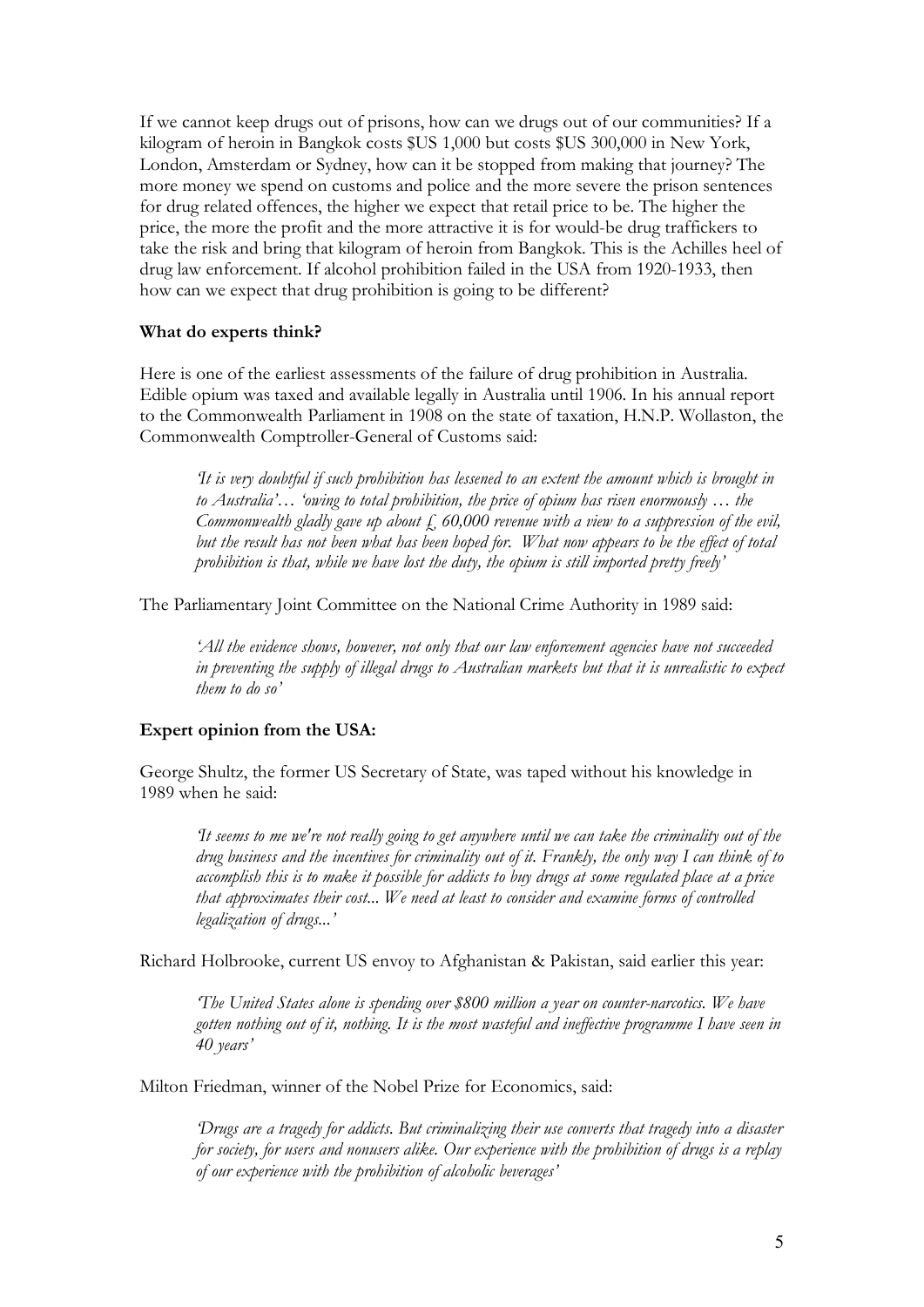If we cannot keep drugs out of prisons, how can we drugs out of our communities? If a kilogram of heroin in Bangkok costs $US 1,000 but costs $US 300,000 in New York, London, Amsterdam or Sydney, how can it be stopped from making that journey? The more money we spend on customs and police and the more severe the prison sentences for drug related offences, the higher we expect that retail price to be. The higher the price, the more the profit and the more attractive it is for would-be drug traffickers to take the risk and bring that kilogram of heroin from Bangkok. This is the Achilles heel of drug law enforcement. If alcohol prohibition failed in the USA from 1920-1933, then how can we expect that drug prohibition is going to be different?

**What do experts think?**

Here is one of the earliest assessments of the failure of drug prohibition in Australia. Edible opium was taxed and available legally in Australia until 1906. In his annual report to the Commonwealth Parliament in 1908 on the state of taxation, H.N.P. Wollaston, the Commonwealth Comptroller-General of Customs said:

> *'It is very doubtful if such prohibition has lessened to an extent the amount which is brought in to Australia'… 'owing to total prohibition, the price of opium has risen enormously … the Commonwealth gladly gave up about £ 60,000 revenue with a view to a suppression of the evil, but the result has not been what has been hoped for. What now appears to be the effect of total prohibition is that, while we have lost the duty, the opium is still imported pretty freely'*

The Parliamentary Joint Committee on the National Crime Authority in 1989 said:

> *'All the evidence shows, however, not only that our law enforcement agencies have not succeeded in preventing the supply of illegal drugs to Australian markets but that it is unrealistic to expect them to do so'*

**Expert opinion from the USA:**

George Shultz, the former US Secretary of State, was taped without his knowledge in 1989 when he said:

> *'It seems to me we're not really going to get anywhere until we can take the criminality out of the drug business and the incentives for criminality out of it. Frankly, the only way I can think of to accomplish this is to make it possible for addicts to buy drugs at some regulated place at a price that approximates their cost... We need at least to consider and examine forms of controlled legalization of drugs...'*

Richard Holbrooke, current US envoy to Afghanistan & Pakistan, said earlier this year:

> *'The United States alone is spending over $800 million a year on counter-narcotics. We have gotten nothing out of it, nothing. It is the most wasteful and ineffective programme I have seen in 40 years'*

Milton Friedman, winner of the Nobel Prize for Economics, said:

> *'Drugs are a tragedy for addicts. But criminalizing their use converts that tragedy into a disaster for society, for users and nonusers alike. Our experience with the prohibition of drugs is a replay of our experience with the prohibition of alcoholic beverages'*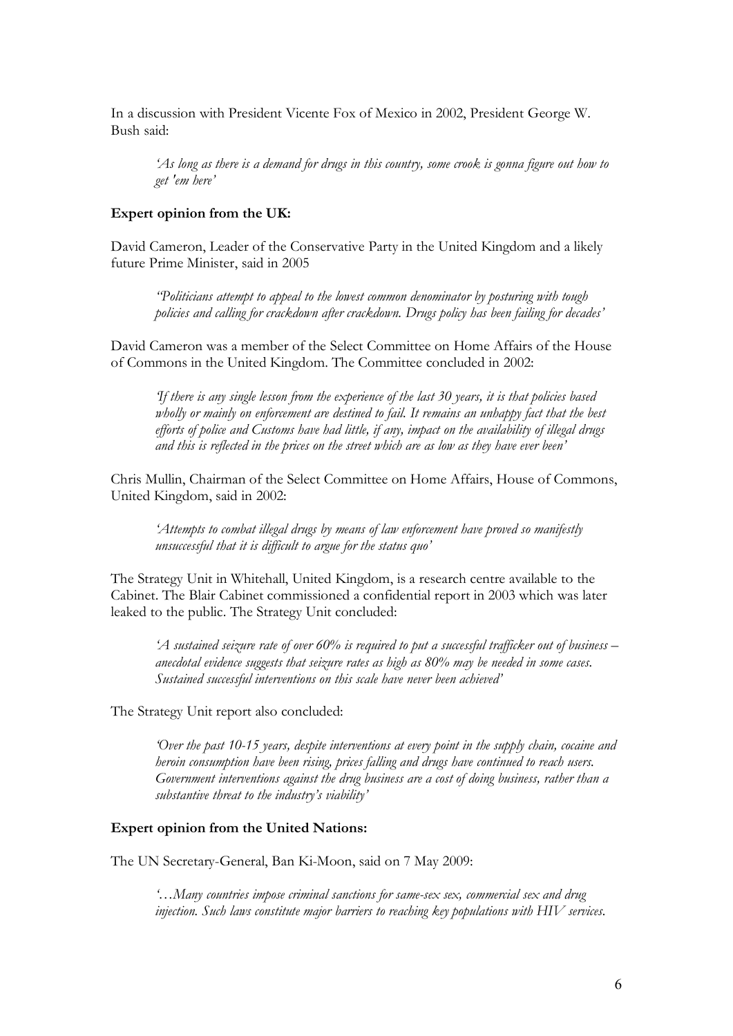In a discussion with President Vicente Fox of Mexico in 2002, President George W. Bush said:

> *'As long as there is a demand for drugs in this country, some crook is gonna figure out how to get 'em here'*

**Expert opinion from the UK:**

David Cameron, Leader of the Conservative Party in the United Kingdom and a likely future Prime Minister, said in 2005

> *"Politicians attempt to appeal to the lowest common denominator by posturing with tough policies and calling for crackdown after crackdown. Drugs policy has been failing for decades'*

David Cameron was a member of the Select Committee on Home Affairs of the House of Commons in the United Kingdom. The Committee concluded in 2002:

> *'If there is any single lesson from the experience of the last 30 years, it is that policies based wholly or mainly on enforcement are destined to fail. It remains an unhappy fact that the best efforts of police and Customs have had little, if any, impact on the availability of illegal drugs and this is reflected in the prices on the street which are as low as they have ever been'*

Chris Mullin, Chairman of the Select Committee on Home Affairs, House of Commons, United Kingdom, said in 2002:

> *'Attempts to combat illegal drugs by means of law enforcement have proved so manifestly unsuccessful that it is difficult to argue for the status quo'*

The Strategy Unit in Whitehall, United Kingdom, is a research centre available to the Cabinet. The Blair Cabinet commissioned a confidential report in 2003 which was later leaked to the public. The Strategy Unit concluded:

> *'A sustained seizure rate of over 60% is required to put a successful trafficker out of business – anecdotal evidence suggests that seizure rates as high as 80% may be needed in some cases. Sustained successful interventions on this scale have never been achieved'*

The Strategy Unit report also concluded:

> *'Over the past 10-15 years, despite interventions at every point in the supply chain, cocaine and heroin consumption have been rising, prices falling and drugs have continued to reach users. Government interventions against the drug business are a cost of doing business, rather than a substantive threat to the industry's viability'*

**Expert opinion from the United Nations:**

The UN Secretary-General, Ban Ki-Moon, said on 7 May 2009:

> *'…Many countries impose criminal sanctions for same-sex sex, commercial sex and drug injection. Such laws constitute major barriers to reaching key populations with HIV services.*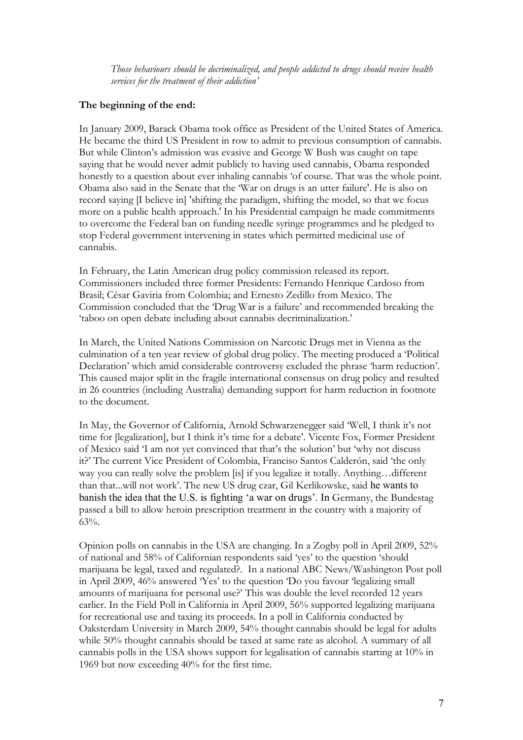*Those behaviours should be decriminalized, and people addicted to drugs should receive health services for the treatment of their addiction'*

**The beginning of the end:**

In January 2009, Barack Obama took office as President of the United States of America. He became the third US President in row to admit to previous consumption of cannabis. But while Clinton's admission was evasive and George W Bush was caught on tape saying that he would never admit publicly to having used cannabis, Obama responded honestly to a question about ever inhaling cannabis 'of course. That was the whole point. Obama also said in the Senate that the 'War on drugs is an utter failure'. He is also on record saying [I believe in] 'shifting the paradigm, shifting the model, so that we focus more on a public health approach.' In his Presidential campaign he made commitments to overcome the Federal ban on funding needle syringe programmes and he pledged to stop Federal government intervening in states which permitted medicinal use of cannabis.

In February, the Latin American drug policy commission released its report. Commissioners included three former Presidents: Fernando Henrique Cardoso from Brasil; César Gaviria from Colombia; and Ernesto Zedillo from Mexico. The Commission concluded that the 'Drug War is a failure' and recommended breaking the 'taboo on open debate including about cannabis decriminalization.'

In March, the United Nations Commission on Narcotic Drugs met in Vienna as the culmination of a ten year review of global drug policy. The meeting produced a 'Political Declaration' which amid considerable controversy excluded the phrase 'harm reduction'. This caused major split in the fragile international consensus on drug policy and resulted in 26 countries (including Australia) demanding support for harm reduction in footnote to the document.

In May, the Governor of California, Arnold Schwarzenegger said 'Well, I think it's not time for [legalization], but I think it's time for a debate'. Vicente Fox, Former President of Mexico said 'I am not yet convinced that that's the solution' but 'why not discuss it?' The current Vice President of Colombia, Francisco Santos Calderón, said 'the only way you can really solve the problem [is] if you legalize it totally. Anything…different than that...will not work'. The new US drug czar, Gil Kerlikowske, said he wants to banish the idea that the U.S. is fighting 'a war on drugs'. In Germany, the Bundestag passed a bill to allow heroin prescription treatment in the country with a majority of 63%.

Opinion polls on cannabis in the USA are changing. In a Zogby poll in April 2009, 52% of national and 58% of Californian respondents said 'yes' to the question 'should marijuana be legal, taxed and regulated?. In a national ABC News/Washington Post poll in April 2009, 46% answered 'Yes' to the question 'Do you favour 'legalizing small amounts of marijuana for personal use?' This was double the level recorded 12 years earlier. In the Field Poll in California in April 2009, 56% supported legalizing marijuana for recreational use and taxing its proceeds. In a poll in California conducted by Oaksterdam University in March 2009, 54% thought cannabis should be legal for adults while 50% thought cannabis should be taxed at same rate as alcohol. A summary of all cannabis polls in the USA shows support for legalisation of cannabis starting at 10% in 1969 but now exceeding 40% for the first time.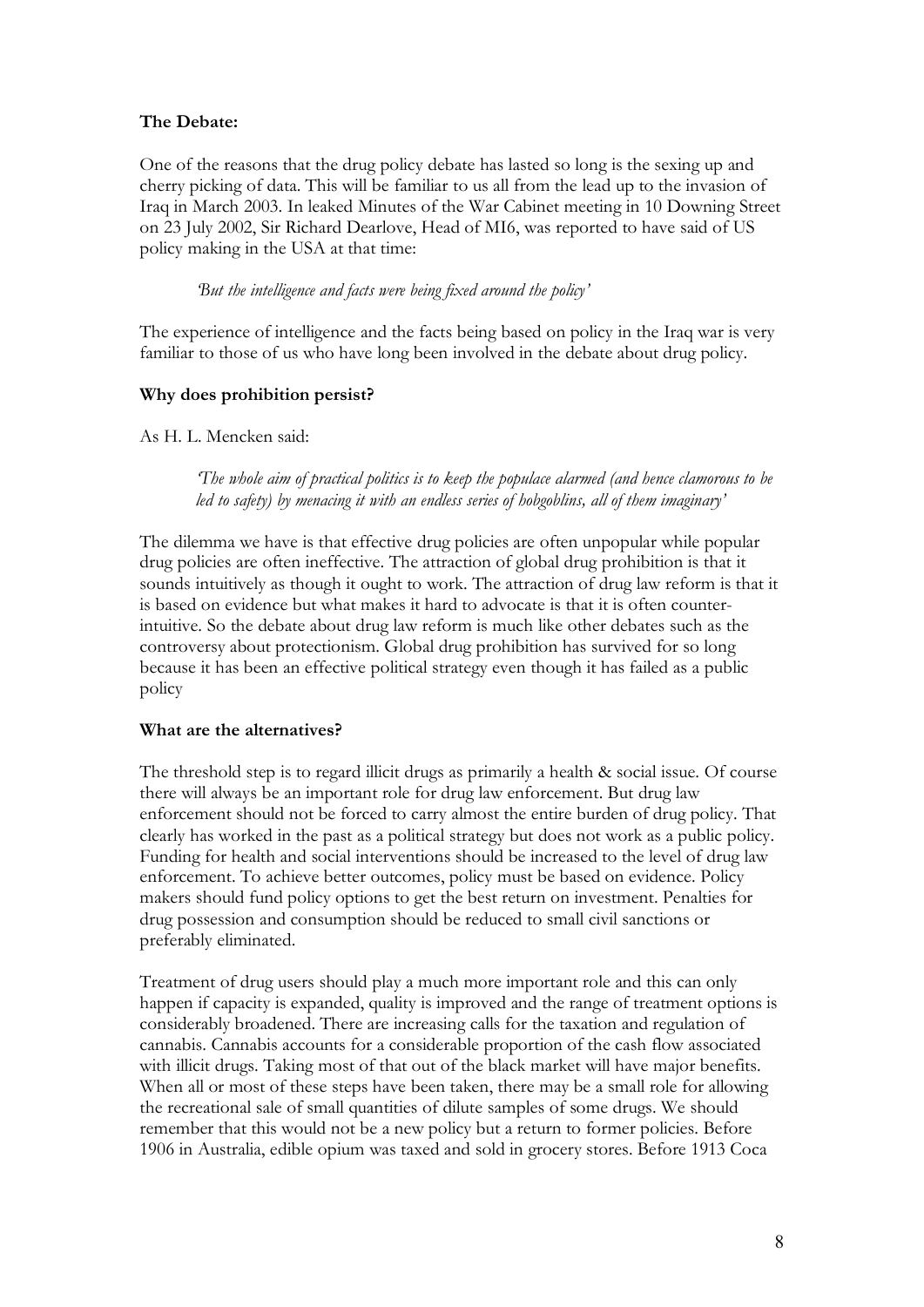**The Debate:**

One of the reasons that the drug policy debate has lasted so long is the sexing up and cherry picking of data. This will be familiar to us all from the lead up to the invasion of Iraq in March 2003. In leaked Minutes of the War Cabinet meeting in 10 Downing Street on 23 July 2002, Sir Richard Dearlove, Head of MI6, was reported to have said of US policy making in the USA at that time:

> *'But the intelligence and facts were being fixed around the policy'*

The experience of intelligence and the facts being based on policy in the Iraq war is very familiar to those of us who have long been involved in the debate about drug policy.

**Why does prohibition persist?**

As H. L. Mencken said:

> *'The whole aim of practical politics is to keep the populace alarmed (and hence clamorous to be led to safety) by menacing it with an endless series of hobgoblins, all of them imaginary'*

The dilemma we have is that effective drug policies are often unpopular while popular drug policies are often ineffective. The attraction of global drug prohibition is that it sounds intuitively as though it ought to work. The attraction of drug law reform is that it is based on evidence but what makes it hard to advocate is that it is often counter-intuitive. So the debate about drug law reform is much like other debates such as the controversy about protectionism. Global drug prohibition has survived for so long because it has been an effective political strategy even though it has failed as a public policy

**What are the alternatives?**

The threshold step is to regard illicit drugs as primarily a health & social issue. Of course there will always be an important role for drug law enforcement. But drug law enforcement should not be forced to carry almost the entire burden of drug policy. That clearly has worked in the past as a political strategy but does not work as a public policy. Funding for health and social interventions should be increased to the level of drug law enforcement. To achieve better outcomes, policy must be based on evidence. Policy makers should fund policy options to get the best return on investment. Penalties for drug possession and consumption should be reduced to small civil sanctions or preferably eliminated.

Treatment of drug users should play a much more important role and this can only happen if capacity is expanded, quality is improved and the range of treatment options is considerably broadened. There are increasing calls for the taxation and regulation of cannabis. Cannabis accounts for a considerable proportion of the cash flow associated with illicit drugs. Taking most of that out of the black market will have major benefits. When all or most of these steps have been taken, there may be a small role for allowing the recreational sale of small quantities of dilute samples of some drugs. We should remember that this would not be a new policy but a return to former policies. Before 1906 in Australia, edible opium was taxed and sold in grocery stores. Before 1913 Coca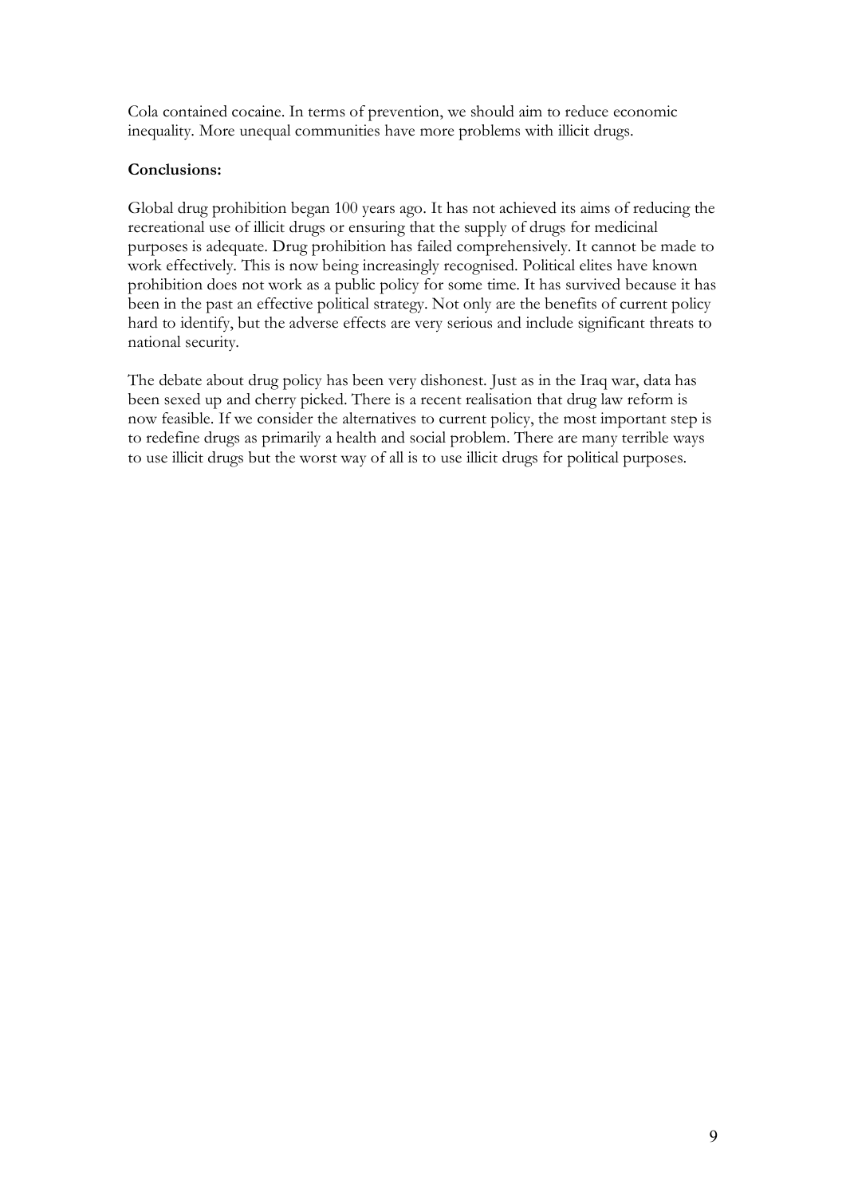Cola contained cocaine. In terms of prevention, we should aim to reduce economic inequality. More unequal communities have more problems with illicit drugs.

**Conclusions:**

Global drug prohibition began 100 years ago. It has not achieved its aims of reducing the recreational use of illicit drugs or ensuring that the supply of drugs for medicinal purposes is adequate. Drug prohibition has failed comprehensively. It cannot be made to work effectively. This is now being increasingly recognised. Political elites have known prohibition does not work as a public policy for some time. It has survived because it has been in the past an effective political strategy. Not only are the benefits of current policy hard to identify, but the adverse effects are very serious and include significant threats to national security.

The debate about drug policy has been very dishonest. Just as in the Iraq war, data has been sexed up and cherry picked. There is a recent realisation that drug law reform is now feasible. If we consider the alternatives to current policy, the most important step is to redefine drugs as primarily a health and social problem. There are many terrible ways to use illicit drugs but the worst way of all is to use illicit drugs for political purposes.